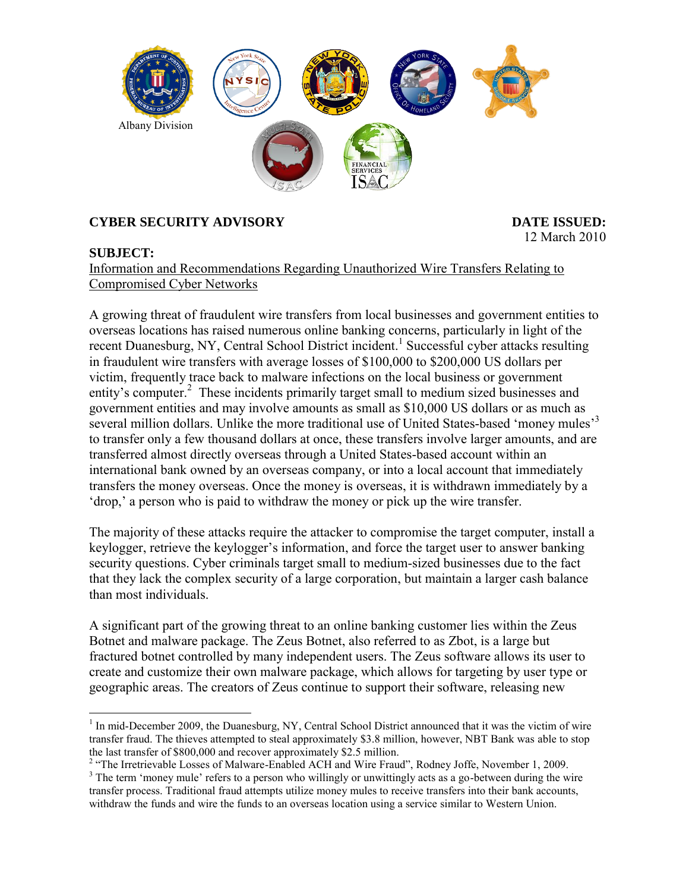Albany Division

**CYBER SECURITY ADVISORY**

**DATE ISSUED:** 12 March 2010

**SUBJECT:**
Information and Recommendations Regarding Unauthorized Wire Transfers Relating to Compromised Cyber Networks

A growing threat of fraudulent wire transfers from local businesses and government entities to overseas locations has raised numerous online banking concerns, particularly in light of the recent Duanesburg, NY, Central School District incident.[1] Successful cyber attacks resulting in fraudulent wire transfers with average losses of $100,000 to $200,000 US dollars per victim, frequently trace back to malware infections on the local business or government entity's computer.[2] These incidents primarily target small to medium sized businesses and government entities and may involve amounts as small as $10,000 US dollars or as much as several million dollars. Unlike the more traditional use of United States-based 'money mules'[3] to transfer only a few thousand dollars at once, these transfers involve larger amounts, and are transferred almost directly overseas through a United States-based account within an international bank owned by an overseas company, or into a local account that immediately transfers the money overseas. Once the money is overseas, it is withdrawn immediately by a 'drop,' a person who is paid to withdraw the money or pick up the wire transfer.

The majority of these attacks require the attacker to compromise the target computer, install a keylogger, retrieve the keylogger's information, and force the target user to answer banking security questions. Cyber criminals target small to medium-sized businesses due to the fact that they lack the complex security of a large corporation, but maintain a larger cash balance than most individuals.

A significant part of the growing threat to an online banking customer lies within the Zeus Botnet and malware package. The Zeus Botnet, also referred to as Zbot, is a large but fractured botnet controlled by many independent users. The Zeus software allows its user to create and customize their own malware package, which allows for targeting by user type or geographic areas. The creators of Zeus continue to support their software, releasing new

---

[1] In mid-December 2009, the Duanesburg, NY, Central School District announced that it was the victim of wire transfer fraud. The thieves attempted to steal approximately $3.8 million, however, NBT Bank was able to stop the last transfer of $800,000 and recover approximately $2.5 million.

[2] "The Irretrievable Losses of Malware-Enabled ACH and Wire Fraud", Rodney Joffe, November 1, 2009.

[3] The term 'money mule' refers to a person who willingly or unwittingly acts as a go-between during the wire transfer process. Traditional fraud attempts utilize money mules to receive transfers into their bank accounts, withdraw the funds and wire the funds to an overseas location using a service similar to Western Union.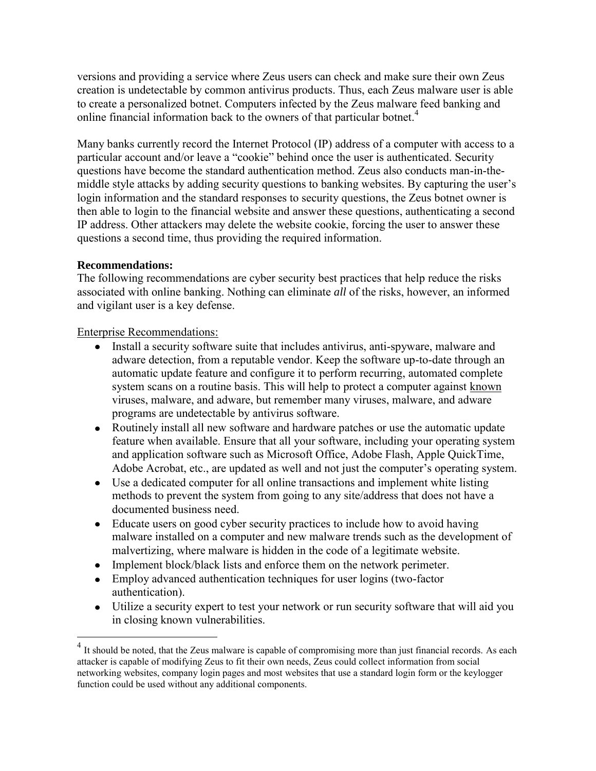versions and providing a service where Zeus users can check and make sure their own Zeus creation is undetectable by common antivirus products. Thus, each Zeus malware user is able to create a personalized botnet. Computers infected by the Zeus malware feed banking and online financial information back to the owners of that particular botnet.[4]

Many banks currently record the Internet Protocol (IP) address of a computer with access to a particular account and/or leave a "cookie" behind once the user is authenticated. Security questions have become the standard authentication method. Zeus also conducts man-in-the-middle style attacks by adding security questions to banking websites. By capturing the user's login information and the standard responses to security questions, the Zeus botnet owner is then able to login to the financial website and answer these questions, authenticating a second IP address. Other attackers may delete the website cookie, forcing the user to answer these questions a second time, thus providing the required information.

**Recommendations:**

The following recommendations are cyber security best practices that help reduce the risks associated with online banking. Nothing can eliminate *all* of the risks, however, an informed and vigilant user is a key defense.

<u>Enterprise Recommendations:</u>

- Install a security software suite that includes antivirus, anti-spyware, malware and adware detection, from a reputable vendor. Keep the software up-to-date through an automatic update feature and configure it to perform recurring, automated complete system scans on a routine basis. This will help to protect a computer against <u>known</u> viruses, malware, and adware, but remember many viruses, malware, and adware programs are undetectable by antivirus software.
- Routinely install all new software and hardware patches or use the automatic update feature when available. Ensure that all your software, including your operating system and application software such as Microsoft Office, Adobe Flash, Apple QuickTime, Adobe Acrobat, etc., are updated as well and not just the computer's operating system.
- Use a dedicated computer for all online transactions and implement white listing methods to prevent the system from going to any site/address that does not have a documented business need.
- Educate users on good cyber security practices to include how to avoid having malware installed on a computer and new malware trends such as the development of malvertizing, where malware is hidden in the code of a legitimate website.
- Implement block/black lists and enforce them on the network perimeter.
- Employ advanced authentication techniques for user logins (two-factor authentication).
- Utilize a security expert to test your network or run security software that will aid you in closing known vulnerabilities.

---

[4] It should be noted, that the Zeus malware is capable of compromising more than just financial records. As each attacker is capable of modifying Zeus to fit their own needs, Zeus could collect information from social networking websites, company login pages and most websites that use a standard login form or the keylogger function could be used without any additional components.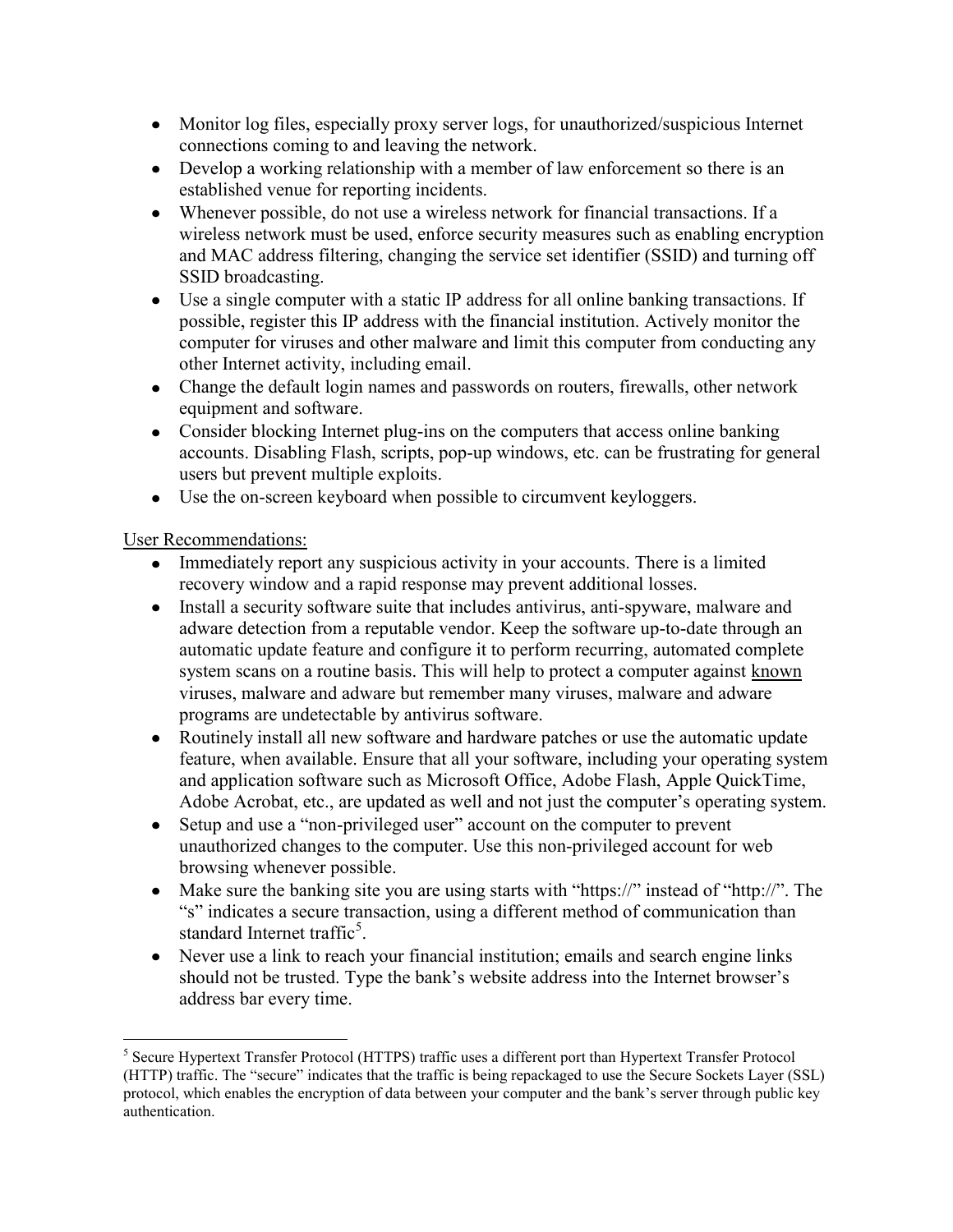- Monitor log files, especially proxy server logs, for unauthorized/suspicious Internet connections coming to and leaving the network.
- Develop a working relationship with a member of law enforcement so there is an established venue for reporting incidents.
- Whenever possible, do not use a wireless network for financial transactions. If a wireless network must be used, enforce security measures such as enabling encryption and MAC address filtering, changing the service set identifier (SSID) and turning off SSID broadcasting.
- Use a single computer with a static IP address for all online banking transactions. If possible, register this IP address with the financial institution. Actively monitor the computer for viruses and other malware and limit this computer from conducting any other Internet activity, including email.
- Change the default login names and passwords on routers, firewalls, other network equipment and software.
- Consider blocking Internet plug-ins on the computers that access online banking accounts. Disabling Flash, scripts, pop-up windows, etc. can be frustrating for general users but prevent multiple exploits.
- Use the on-screen keyboard when possible to circumvent keyloggers.

<u>User Recommendations:</u>

- Immediately report any suspicious activity in your accounts. There is a limited recovery window and a rapid response may prevent additional losses.
- Install a security software suite that includes antivirus, anti-spyware, malware and adware detection from a reputable vendor. Keep the software up-to-date through an automatic update feature and configure it to perform recurring, automated complete system scans on a routine basis. This will help to protect a computer against <u>known</u> viruses, malware and adware but remember many viruses, malware and adware programs are undetectable by antivirus software.
- Routinely install all new software and hardware patches or use the automatic update feature, when available. Ensure that all your software, including your operating system and application software such as Microsoft Office, Adobe Flash, Apple QuickTime, Adobe Acrobat, etc., are updated as well and not just the computer's operating system.
- Setup and use a "non-privileged user" account on the computer to prevent unauthorized changes to the computer. Use this non-privileged account for web browsing whenever possible.
- Make sure the banking site you are using starts with "https://" instead of "http://". The "s" indicates a secure transaction, using a different method of communication than standard Internet traffic[5].
- Never use a link to reach your financial institution; emails and search engine links should not be trusted. Type the bank's website address into the Internet browser's address bar every time.

---

[5] Secure Hypertext Transfer Protocol (HTTPS) traffic uses a different port than Hypertext Transfer Protocol (HTTP) traffic. The "secure" indicates that the traffic is being repackaged to use the Secure Sockets Layer (SSL) protocol, which enables the encryption of data between your computer and the bank's server through public key authentication.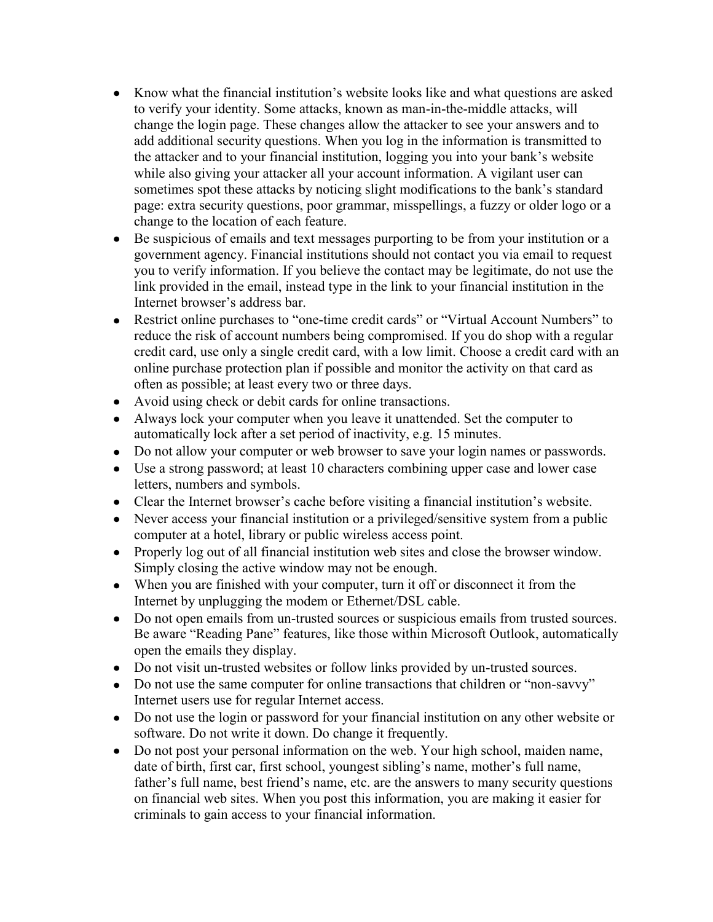- Know what the financial institution's website looks like and what questions are asked to verify your identity. Some attacks, known as man-in-the-middle attacks, will change the login page. These changes allow the attacker to see your answers and to add additional security questions. When you log in the information is transmitted to the attacker and to your financial institution, logging you into your bank's website while also giving your attacker all your account information. A vigilant user can sometimes spot these attacks by noticing slight modifications to the bank's standard page: extra security questions, poor grammar, misspellings, a fuzzy or older logo or a change to the location of each feature.
- Be suspicious of emails and text messages purporting to be from your institution or a government agency. Financial institutions should not contact you via email to request you to verify information. If you believe the contact may be legitimate, do not use the link provided in the email, instead type in the link to your financial institution in the Internet browser's address bar.
- Restrict online purchases to "one-time credit cards" or "Virtual Account Numbers" to reduce the risk of account numbers being compromised. If you do shop with a regular credit card, use only a single credit card, with a low limit. Choose a credit card with an online purchase protection plan if possible and monitor the activity on that card as often as possible; at least every two or three days.
- Avoid using check or debit cards for online transactions.
- Always lock your computer when you leave it unattended. Set the computer to automatically lock after a set period of inactivity, e.g. 15 minutes.
- Do not allow your computer or web browser to save your login names or passwords.
- Use a strong password; at least 10 characters combining upper case and lower case letters, numbers and symbols.
- Clear the Internet browser's cache before visiting a financial institution's website.
- Never access your financial institution or a privileged/sensitive system from a public computer at a hotel, library or public wireless access point.
- Properly log out of all financial institution web sites and close the browser window. Simply closing the active window may not be enough.
- When you are finished with your computer, turn it off or disconnect it from the Internet by unplugging the modem or Ethernet/DSL cable.
- Do not open emails from un-trusted sources or suspicious emails from trusted sources. Be aware "Reading Pane" features, like those within Microsoft Outlook, automatically open the emails they display.
- Do not visit un-trusted websites or follow links provided by un-trusted sources.
- Do not use the same computer for online transactions that children or "non-savvy" Internet users use for regular Internet access.
- Do not use the login or password for your financial institution on any other website or software. Do not write it down. Do change it frequently.
- Do not post your personal information on the web. Your high school, maiden name, date of birth, first car, first school, youngest sibling's name, mother's full name, father's full name, best friend's name, etc. are the answers to many security questions on financial web sites. When you post this information, you are making it easier for criminals to gain access to your financial information.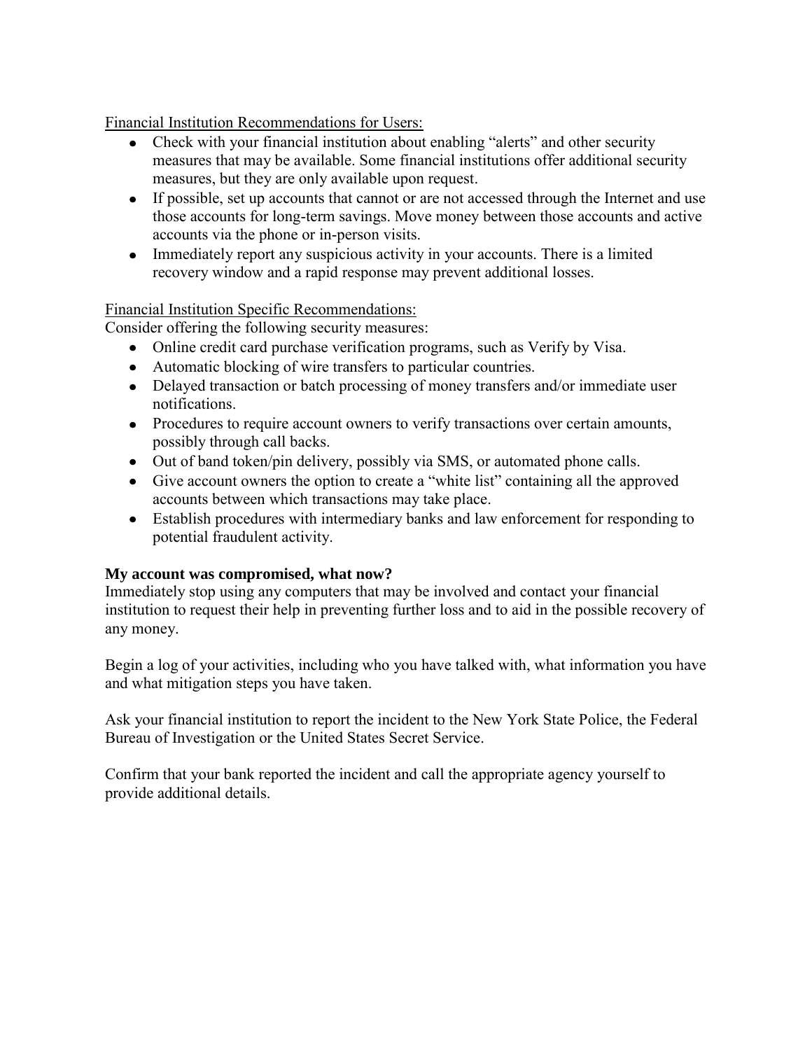Financial Institution Recommendations for Users:

- Check with your financial institution about enabling "alerts" and other security measures that may be available. Some financial institutions offer additional security measures, but they are only available upon request.
- If possible, set up accounts that cannot or are not accessed through the Internet and use those accounts for long-term savings. Move money between those accounts and active accounts via the phone or in-person visits.
- Immediately report any suspicious activity in your accounts. There is a limited recovery window and a rapid response may prevent additional losses.

Financial Institution Specific Recommendations:

Consider offering the following security measures:

- Online credit card purchase verification programs, such as Verify by Visa.
- Automatic blocking of wire transfers to particular countries.
- Delayed transaction or batch processing of money transfers and/or immediate user notifications.
- Procedures to require account owners to verify transactions over certain amounts, possibly through call backs.
- Out of band token/pin delivery, possibly via SMS, or automated phone calls.
- Give account owners the option to create a "white list" containing all the approved accounts between which transactions may take place.
- Establish procedures with intermediary banks and law enforcement for responding to potential fraudulent activity.

**My account was compromised, what now?**

Immediately stop using any computers that may be involved and contact your financial institution to request their help in preventing further loss and to aid in the possible recovery of any money.

Begin a log of your activities, including who you have talked with, what information you have and what mitigation steps you have taken.

Ask your financial institution to report the incident to the New York State Police, the Federal Bureau of Investigation or the United States Secret Service.

Confirm that your bank reported the incident and call the appropriate agency yourself to provide additional details.